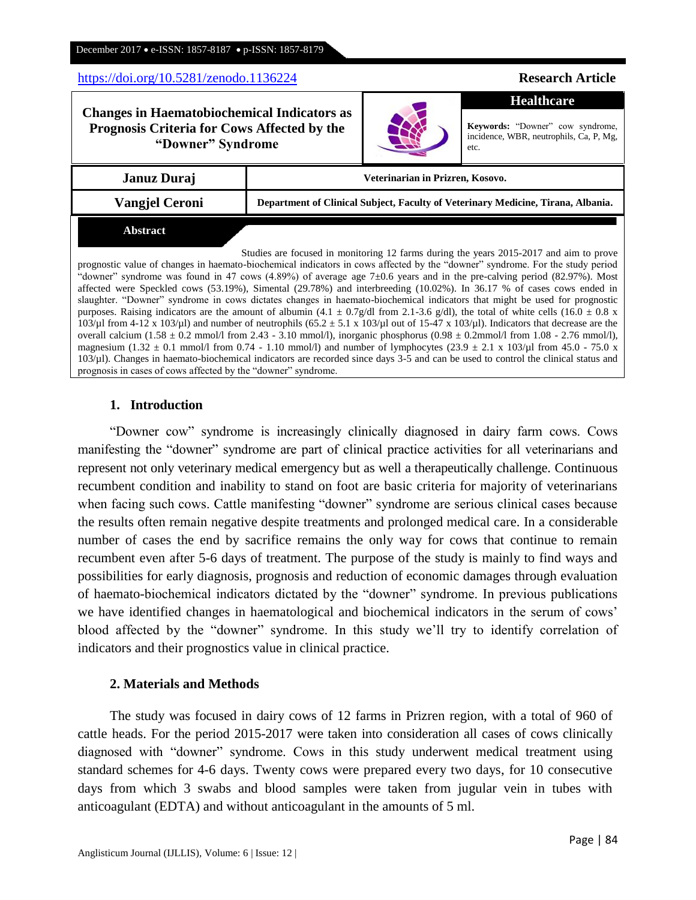https://doi.org/10.5281/zenodo.1136224

**Research Article**

# Changes in Haematobiochemical Indicators as Prognosis Criteria for Cows Affected by the "Downer" Syndrome

**Healthcare**

**Keywords:** "Downer" cow syndrome, incidence, WBR, neutrophils, Ca, P, Mg, etc.

| | |
|---|---|
| **Januz Duraj** | Veterinarian in Prizren, Kosovo. |
| **Vangjel Ceroni** | Department of Clinical Subject, Faculty of Veterinary Medicine, Tirana, Albania. |

**Abstract**

Studies are focused in monitoring 12 farms during the years 2015-2017 and aim to prove prognostic value of changes in haemato-biochemical indicators in cows affected by the "downer" syndrome. For the study period "downer" syndrome was found in 47 cows (4.89%) of average age 7±0.6 years and in the pre-calving period (82.97%). Most affected were Speckled cows (53.19%), Simental (29.78%) and interbreeding (10.02%). In 36.17 % of cases cows ended in slaughter. "Downer" syndrome in cows dictates changes in haemato-biochemical indicators that might be used for prognostic purposes. Raising indicators are the amount of albumin (4.1 ± 0.7g/dl from 2.1-3.6 g/dl), the total of white cells (16.0 ± 0.8 x 103/µl from 4-12 x 103/µl) and number of neutrophils (65.2 ± 5.1 x 103/µl out of 15-47 x 103/µl). Indicators that decrease are the overall calcium (1.58 ± 0.2 mmol/l from 2.43 - 3.10 mmol/l), inorganic phosphorus (0.98 ± 0.2mmol/l from 1.08 - 2.76 mmol/l), magnesium (1.32 ± 0.1 mmol/l from 0.74 - 1.10 mmol/l) and number of lymphocytes (23.9 ± 2.1 x 103/µl from 45.0 - 75.0 x 103/µl). Changes in haemato-biochemical indicators are recorded since days 3-5 and can be used to control the clinical status and prognosis in cases of cows affected by the "downer" syndrome.

## 1. Introduction

"Downer cow" syndrome is increasingly clinically diagnosed in dairy farm cows. Cows manifesting the "downer" syndrome are part of clinical practice activities for all veterinarians and represent not only veterinary medical emergency but as well a therapeutically challenge. Continuous recumbent condition and inability to stand on foot are basic criteria for majority of veterinarians when facing such cows. Cattle manifesting "downer" syndrome are serious clinical cases because the results often remain negative despite treatments and prolonged medical care. In a considerable number of cases the end by sacrifice remains the only way for cows that continue to remain recumbent even after 5-6 days of treatment. The purpose of the study is mainly to find ways and possibilities for early diagnosis, prognosis and reduction of economic damages through evaluation of haemato-biochemical indicators dictated by the "downer" syndrome. In previous publications we have identified changes in haematological and biochemical indicators in the serum of cows' blood affected by the "downer" syndrome. In this study we'll try to identify correlation of indicators and their prognostics value in clinical practice.

## 2. Materials and Methods

The study was focused in dairy cows of 12 farms in Prizren region, with a total of 960 of cattle heads. For the period 2015-2017 were taken into consideration all cases of cows clinically diagnosed with "downer" syndrome. Cows in this study underwent medical treatment using standard schemes for 4-6 days. Twenty cows were prepared every two days, for 10 consecutive days from which 3 swabs and blood samples were taken from jugular vein in tubes with anticoagulant (EDTA) and without anticoagulant in the amounts of 5 ml.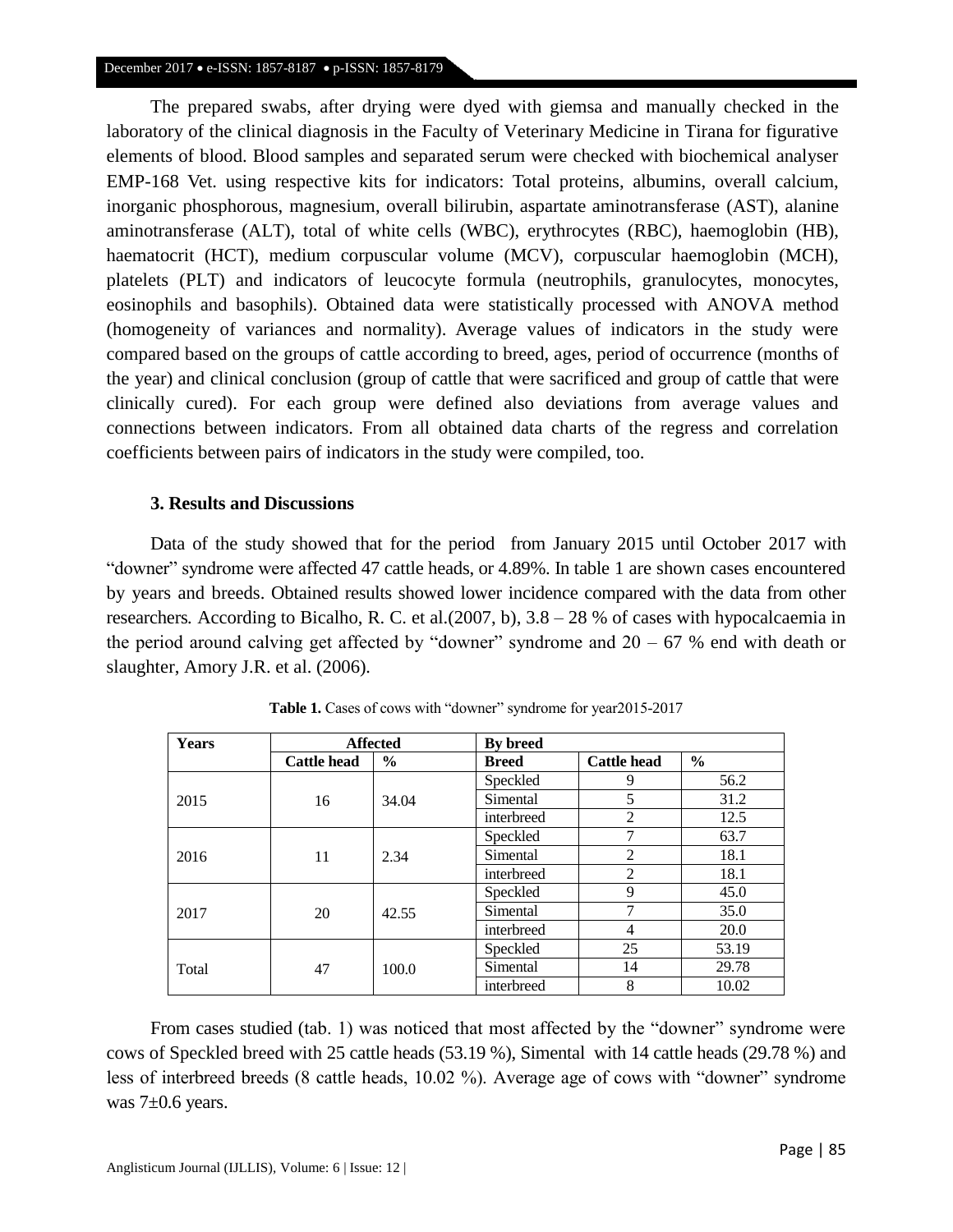The prepared swabs, after drying were dyed with giemsa and manually checked in the laboratory of the clinical diagnosis in the Faculty of Veterinary Medicine in Tirana for figurative elements of blood. Blood samples and separated serum were checked with biochemical analyser EMP-168 Vet. using respective kits for indicators: Total proteins, albumins, overall calcium, inorganic phosphorous, magnesium, overall bilirubin, aspartate aminotransferase (AST), alanine aminotransferase (ALT), total of white cells (WBC), erythrocytes (RBC), haemoglobin (HB), haematocrit (HCT), medium corpuscular volume (MCV), corpuscular haemoglobin (MCH), platelets (PLT) and indicators of leucocyte formula (neutrophils, granulocytes, monocytes, eosinophils and basophils). Obtained data were statistically processed with ANOVA method (homogeneity of variances and normality). Average values of indicators in the study were compared based on the groups of cattle according to breed, ages, period of occurrence (months of the year) and clinical conclusion (group of cattle that were sacrificed and group of cattle that were clinically cured). For each group were defined also deviations from average values and connections between indicators. From all obtained data charts of the regress and correlation coefficients between pairs of indicators in the study were compiled, too.

### 3. Results and Discussions

Data of the study showed that for the period from January 2015 until October 2017 with "downer" syndrome were affected 47 cattle heads, or 4.89%. In table 1 are shown cases encountered by years and breeds. Obtained results showed lower incidence compared with the data from other researchers. According to Bicalho, R. C. et al.(2007, b), 3.8 – 28 % of cases with hypocalcaemia in the period around calving get affected by "downer" syndrome and 20 – 67 % end with death or slaughter, Amory J.R. et al. (2006).

**Table 1.** Cases of cows with "downer" syndrome for year2015-2017

| Years | Affected | | By breed | | |
|---|---|---|---|---|---|
| | **Cattle head** | **%** | **Breed** | **Cattle head** | **%** |
| 2015 | 16 | 34.04 | Speckled | 9 | 56.2 |
| | | | Simental | 5 | 31.2 |
| | | | interbreed | 2 | 12.5 |
| 2016 | 11 | 2.34 | Speckled | 7 | 63.7 |
| | | | Simental | 2 | 18.1 |
| | | | interbreed | 2 | 18.1 |
| 2017 | 20 | 42.55 | Speckled | 9 | 45.0 |
| | | | Simental | 7 | 35.0 |
| | | | interbreed | 4 | 20.0 |
| Total | 47 | 100.0 | Speckled | 25 | 53.19 |
| | | | Simental | 14 | 29.78 |
| | | | interbreed | 8 | 10.02 |

From cases studied (tab. 1) was noticed that most affected by the "downer" syndrome were cows of Speckled breed with 25 cattle heads (53.19 %), Simental with 14 cattle heads (29.78 %) and less of interbreed breeds (8 cattle heads, 10.02 %). Average age of cows with "downer" syndrome was 7±0.6 years.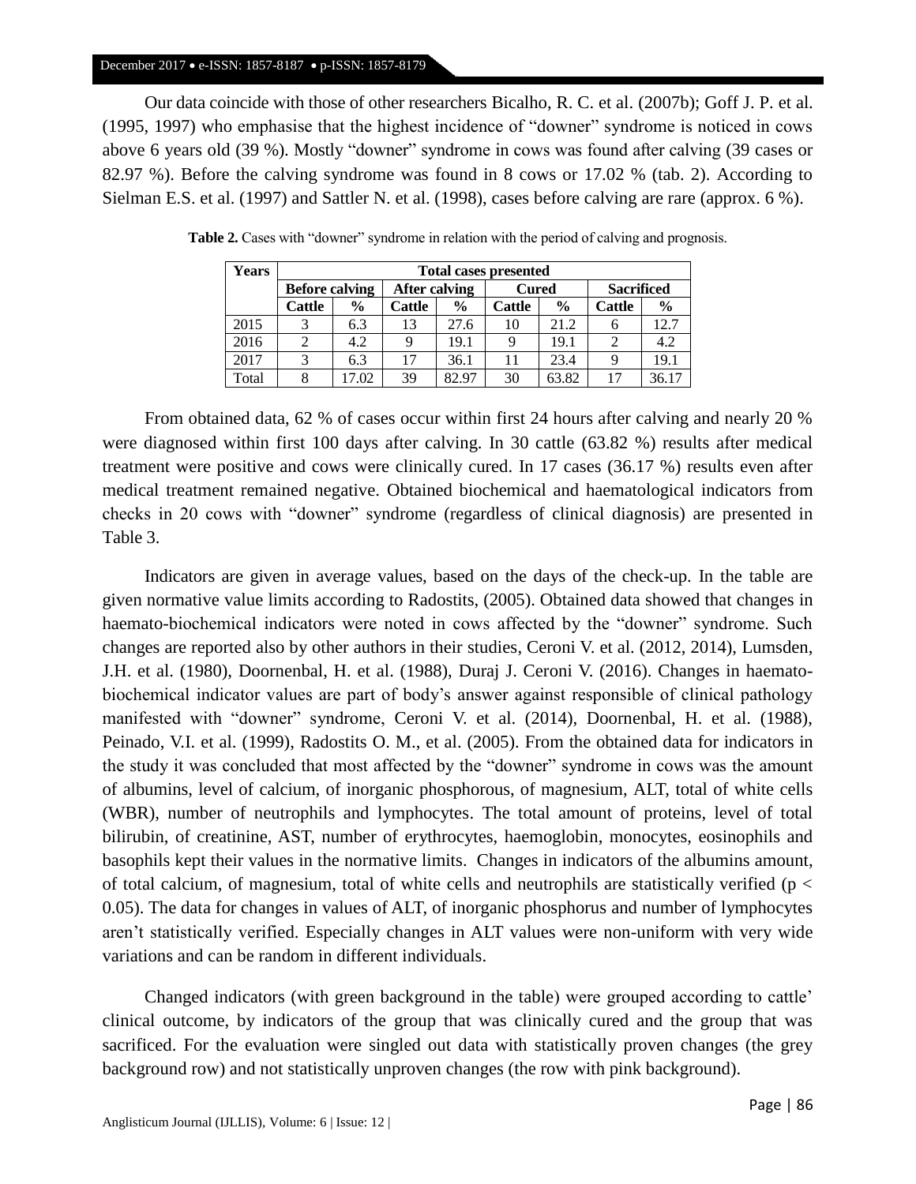Our data coincide with those of other researchers Bicalho, R. C. et al. (2007b); Goff J. P. et al. (1995, 1997) who emphasise that the highest incidence of "downer" syndrome is noticed in cows above 6 years old (39 %). Mostly "downer" syndrome in cows was found after calving (39 cases or 82.97 %). Before the calving syndrome was found in 8 cows or 17.02 % (tab. 2). According to Sielman E.S. et al. (1997) and Sattler N. et al. (1998), cases before calving are rare (approx. 6 %).

**Table 2.** Cases with "downer" syndrome in relation with the period of calving and prognosis.

| Years | Total cases presented | | | | | | | |
|---|---|---|---|---|---|---|---|---|
| | Before calving | | After calving | | Cured | | Sacrificed | |
| | Cattle | % | Cattle | % | Cattle | % | Cattle | % |
| 2015 | 3 | 6.3 | 13 | 27.6 | 10 | 21.2 | 6 | 12.7 |
| 2016 | 2 | 4.2 | 9 | 19.1 | 9 | 19.1 | 2 | 4.2 |
| 2017 | 3 | 6.3 | 17 | 36.1 | 11 | 23.4 | 9 | 19.1 |
| Total | 8 | 17.02 | 39 | 82.97 | 30 | 63.82 | 17 | 36.17 |

From obtained data, 62 % of cases occur within first 24 hours after calving and nearly 20 % were diagnosed within first 100 days after calving. In 30 cattle (63.82 %) results after medical treatment were positive and cows were clinically cured. In 17 cases (36.17 %) results even after medical treatment remained negative. Obtained biochemical and haematological indicators from checks in 20 cows with "downer" syndrome (regardless of clinical diagnosis) are presented in Table 3.

Indicators are given in average values, based on the days of the check-up. In the table are given normative value limits according to Radostits, (2005). Obtained data showed that changes in haemato-biochemical indicators were noted in cows affected by the "downer" syndrome. Such changes are reported also by other authors in their studies, Ceroni V. et al. (2012, 2014), Lumsden, J.H. et al. (1980), Doornenbal, H. et al. (1988), Duraj J. Ceroni V. (2016). Changes in haemato-biochemical indicator values are part of body's answer against responsible of clinical pathology manifested with "downer" syndrome, Ceroni V. et al. (2014), Doornenbal, H. et al. (1988), Peinado, V.I. et al. (1999), Radostits O. M., et al. (2005). From the obtained data for indicators in the study it was concluded that most affected by the "downer" syndrome in cows was the amount of albumins, level of calcium, of inorganic phosphorous, of magnesium, ALT, total of white cells (WBR), number of neutrophils and lymphocytes. The total amount of proteins, level of total bilirubin, of creatinine, AST, number of erythrocytes, haemoglobin, monocytes, eosinophils and basophils kept their values in the normative limits. Changes in indicators of the albumins amount, of total calcium, of magnesium, total of white cells and neutrophils are statistically verified ($p < 0.05$). The data for changes in values of ALT, of inorganic phosphorus and number of lymphocytes aren't statistically verified. Especially changes in ALT values were non-uniform with very wide variations and can be random in different individuals.

Changed indicators (with green background in the table) were grouped according to cattle' clinical outcome, by indicators of the group that was clinically cured and the group that was sacrificed. For the evaluation were singled out data with statistically proven changes (the grey background row) and not statistically unproven changes (the row with pink background).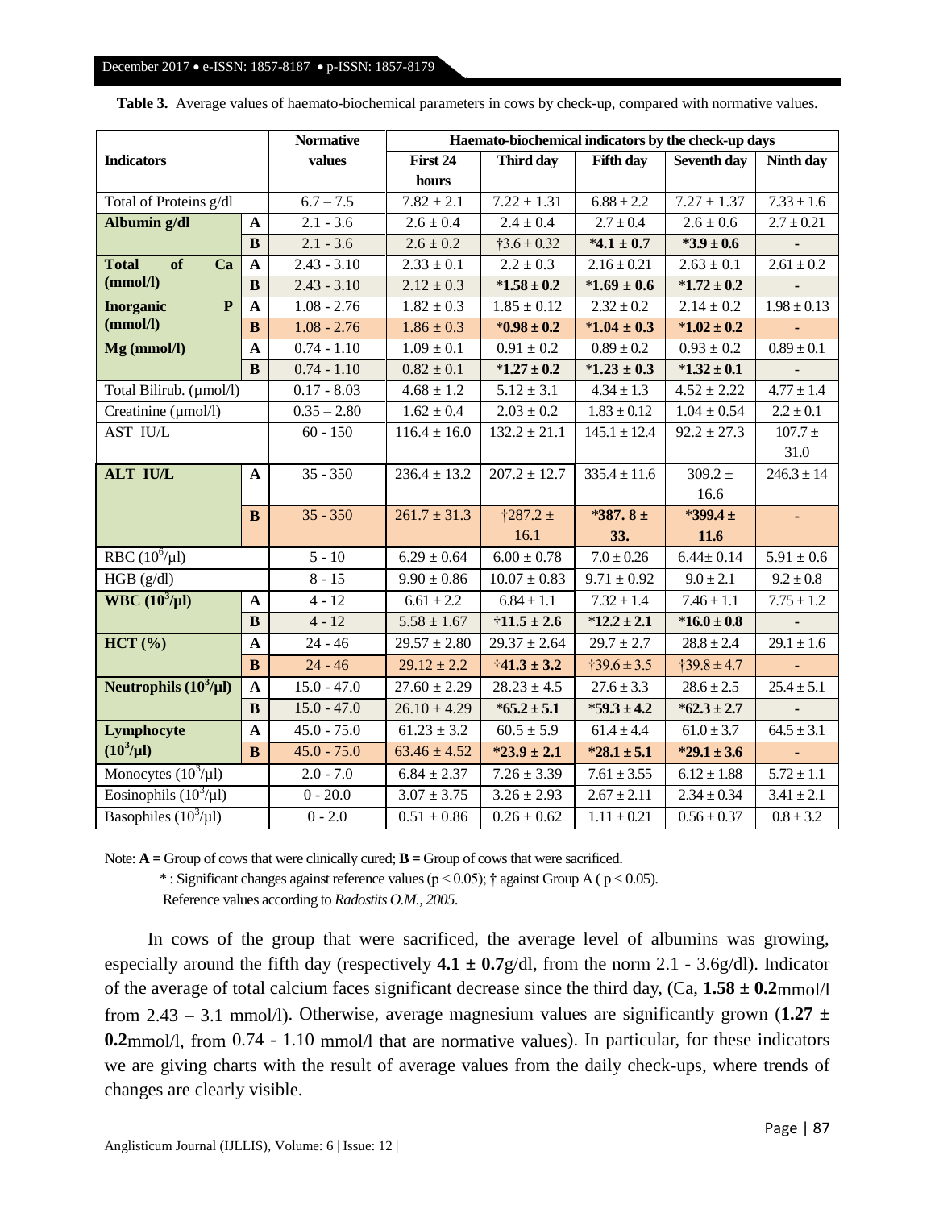**Table 3.** Average values of haemato-biochemical parameters in cows by check-up, compared with normative values.

| Indicators | | Normative values | Haemato-biochemical indicators by the check-up days | | | | |
|---|---|---|---|---|---|---|---|
| | | | First 24 hours | Third day | Fifth day | Seventh day | Ninth day |
| Total of Proteins g/dl | | 6.7 – 7.5 | 7.82 ± 2.1 | 7.22 ± 1.31 | 6.88 ± 2.2 | 7.27 ± 1.37 | 7.33 ± 1.6 |
| **Albumin g/dl** | **A** | 2.1 - 3.6 | 2.6 ± 0.4 | 2.4 ± 0.4 | 2.7 ± 0.4 | 2.6 ± 0.6 | 2.7 ± 0.21 |
| | **B** | 2.1 - 3.6 | 2.6 ± 0.2 | †3.6 ± 0.32 | ***4.1 ± 0.7** | ***3.9 ± 0.6** | - |
| **Total of Ca (mmol/l)** | **A** | 2.43 - 3.10 | 2.33 ± 0.1 | 2.2 ± 0.3 | 2.16 ± 0.21 | 2.63 ± 0.1 | 2.61 ± 0.2 |
| | **B** | 2.43 - 3.10 | 2.12 ± 0.3 | ***1.58 ± 0.2** | ***1.69 ± 0.6** | ***1.72 ± 0.2** | - |
| **Inorganic P (mmol/l)** | **A** | 1.08 - 2.76 | 1.82 ± 0.3 | 1.85 ± 0.12 | 2.32 ± 0.2 | 2.14 ± 0.2 | 1.98 ± 0.13 |
| | **B** | 1.08 - 2.76 | 1.86 ± 0.3 | ***0.98 ± 0.2** | ***1.04 ± 0.3** | ***1.02 ± 0.2** | - |
| **Mg (mmol/l)** | **A** | 0.74 - 1.10 | 1.09 ± 0.1 | 0.91 ± 0.2 | 0.89 ± 0.2 | 0.93 ± 0.2 | 0.89 ± 0.1 |
| | **B** | 0.74 - 1.10 | 0.82 ± 0.1 | ***1.27 ± 0.2** | ***1.23 ± 0.3** | ***1.32 ± 0.1** | - |
| Total Bilirub. (µmol/l) | | 0.17 - 8.03 | 4.68 ± 1.2 | 5.12 ± 3.1 | 4.34 ± 1.3 | 4.52 ± 2.22 | 4.77 ± 1.4 |
| Creatinine (µmol/l) | | 0.35 – 2.80 | 1.62 ± 0.4 | 2.03 ± 0.2 | 1.83 ± 0.12 | 1.04 ± 0.54 | 2.2 ± 0.1 |
| AST IU/L | | 60 - 150 | 116.4 ± 16.0 | 132.2 ± 21.1 | 145.1 ± 12.4 | 92.2 ± 27.3 | 107.7 ± 31.0 |
| **ALT IU/L** | **A** | 35 - 350 | 236.4 ± 13.2 | 207.2 ± 12.7 | 335.4 ± 11.6 | 309.2 ± 16.6 | 246.3 ± 14 |
| | **B** | 35 - 350 | 261.7 ± 31.3 | †287.2 ± 16.1 | ***387. 8 ± 33.** | ***399.4 ± 11.6** | - |
| RBC ($10^6$/µl) | | 5 - 10 | 6.29 ± 0.64 | 6.00 ± 0.78 | 7.0 ± 0.26 | 6.44± 0.14 | 5.91 ± 0.6 |
| HGB (g/dl) | | 8 - 15 | 9.90 ± 0.86 | 10.07 ± 0.83 | 9.71 ± 0.92 | 9.0 ± 2.1 | 9.2 ± 0.8 |
| **WBC ($10^3$/µl)** | **A** | 4 - 12 | 6.61 ± 2.2 | 6.84 ± 1.1 | 7.32 ± 1.4 | 7.46 ± 1.1 | 7.75 ± 1.2 |
| | **B** | 4 - 12 | 5.58 ± 1.67 | **†11.5 ± 2.6** | ***12.2 ± 2.1** | ***16.0 ± 0.8** | - |
| **HCT (%)** | **A** | 24 - 46 | 29.57 ± 2.80 | 29.37 ± 2.64 | 29.7 ± 2.7 | 28.8 ± 2.4 | 29.1 ± 1.6 |
| | **B** | 24 - 46 | 29.12 ± 2.2 | **†41.3 ± 3.2** | †39.6 ± 3.5 | †39.8 ± 4.7 | - |
| **Neutrophils ($10^3$/µl)** | **A** | 15.0 - 47.0 | 27.60 ± 2.29 | 28.23 ± 4.5 | 27.6 ± 3.3 | 28.6 ± 2.5 | 25.4 ± 5.1 |
| | **B** | 15.0 - 47.0 | 26.10 ± 4.29 | ***65.2 ± 5.1** | ***59.3 ± 4.2** | ***62.3 ± 2.7** | - |
| **Lymphocyte ($10^3$/µl)** | **A** | 45.0 - 75.0 | 61.23 ± 3.2 | 60.5 ± 5.9 | 61.4 ± 4.4 | 61.0 ± 3.7 | 64.5 ± 3.1 |
| | **B** | 45.0 - 75.0 | 63.46 ± 4.52 | ***23.9 ± 2.1** | ***28.1 ± 5.1** | ***29.1 ± 3.6** | - |
| Monocytes ($10^3$/µl) | | 2.0 - 7.0 | 6.84 ± 2.37 | 7.26 ± 3.39 | 7.61 ± 3.55 | 6.12 ± 1.88 | 5.72 ± 1.1 |
| Eosinophils ($10^3$/µl) | | 0 - 20.0 | 3.07 ± 3.75 | 3.26 ± 2.93 | 2.67 ± 2.11 | 2.34 ± 0.34 | 3.41 ± 2.1 |
| Basophiles ($10^3$/µl) | | 0 - 2.0 | 0.51 ± 0.86 | 0.26 ± 0.62 | 1.11 ± 0.21 | 0.56 ± 0.37 | 0.8 ± 3.2 |

Note: **A =** Group of cows that were clinically cured; **B =** Group of cows that were sacrificed.

\* : Significant changes against reference values ($p < 0.05$); † against Group A ( $p < 0.05$).

Reference values according to *Radostits O.M., 2005*.

In cows of the group that were sacrificed, the average level of albumins was growing, especially around the fifth day (respectively **4.1 ± 0.7**g/dl, from the norm 2.1 - 3.6g/dl). Indicator of the average of total calcium faces significant decrease since the third day, (Ca, **1.58 ± 0.2**mmol/l from 2.43 – 3.1 mmol/l). Otherwise, average magnesium values are significantly grown (**1.27 ± 0.2**mmol/l, from 0.74 - 1.10 mmol/l that are normative values). In particular, for these indicators we are giving charts with the result of average values from the daily check-ups, where trends of changes are clearly visible.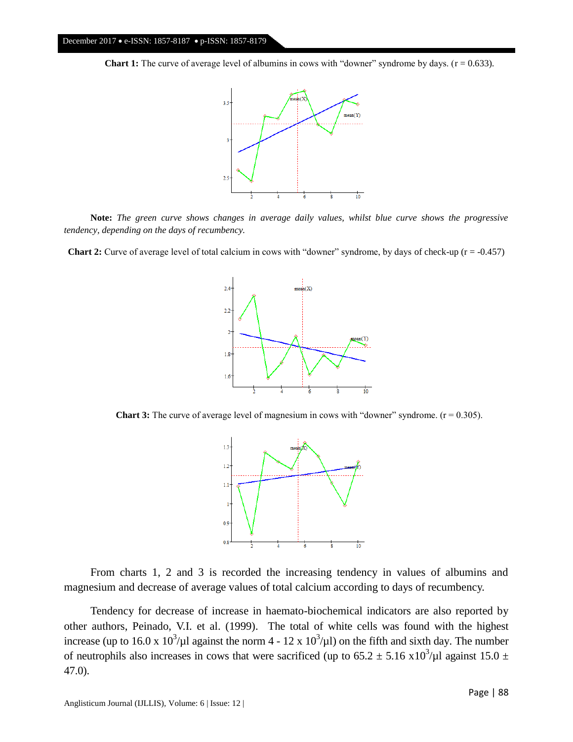**Chart 1:** The curve of average level of albumins in cows with "downer" syndrome by days. (r = 0.633).

**Note:** *The green curve shows changes in average daily values, whilst blue curve shows the progressive tendency, depending on the days of recumbency.*

**Chart 2:** Curve of average level of total calcium in cows with "downer" syndrome, by days of check-up (r = -0.457)

**Chart 3:** The curve of average level of magnesium in cows with "downer" syndrome. (r = 0.305).

From charts 1, 2 and 3 is recorded the increasing tendency in values of albumins and magnesium and decrease of average values of total calcium according to days of recumbency.

Tendency for decrease of increase in haemato-biochemical indicators are also reported by other authors, Peinado, V.I. et al. (1999). The total of white cells was found with the highest increase (up to 16.0 x $10^3$/μl against the norm 4 - 12 x $10^3$/μl) on the fifth and sixth day. The number of neutrophils also increases in cows that were sacrificed (up to 65.2 ± 5.16 x$10^3$/μl against 15.0 ± 47.0).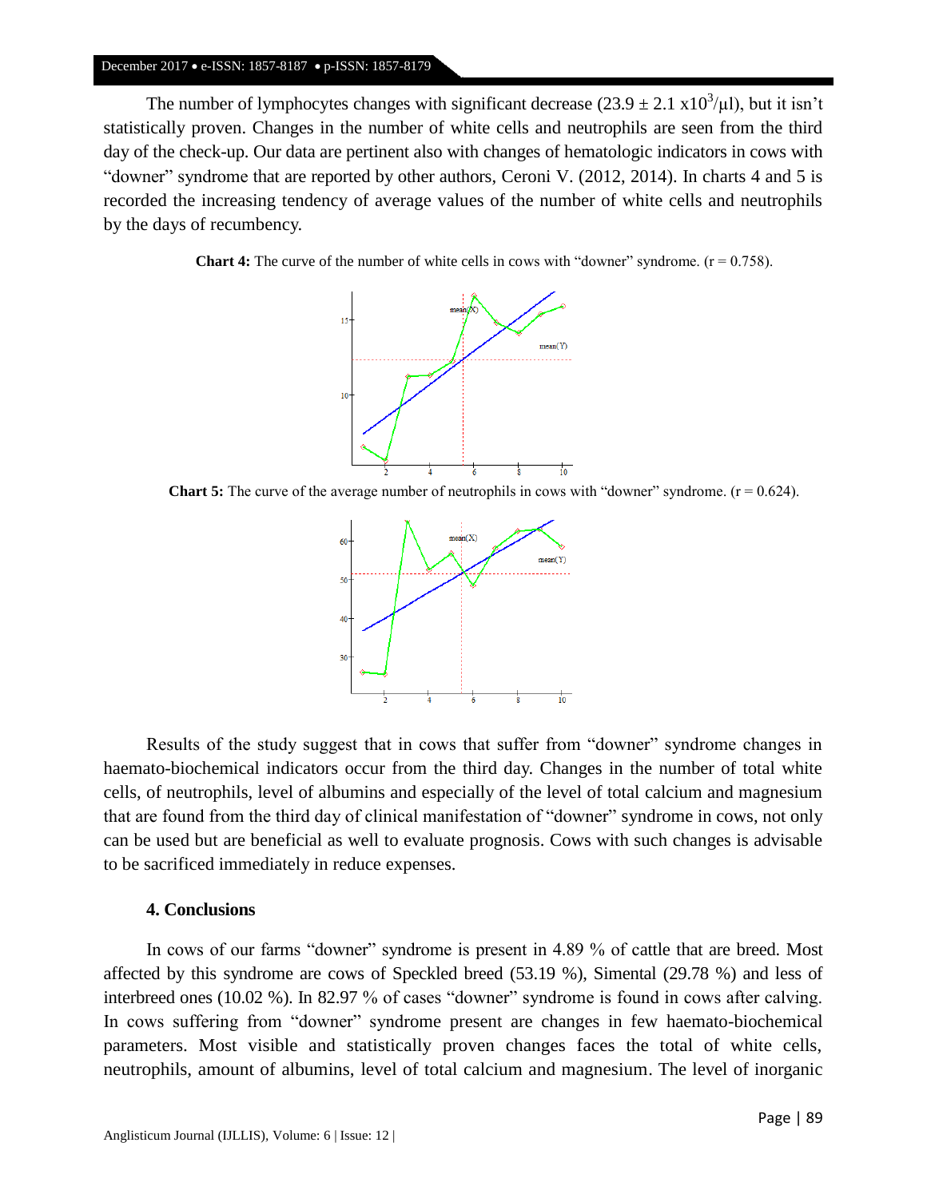The number of lymphocytes changes with significant decrease ($23.9 \pm 2.1$ x$10^3$/µl), but it isn't statistically proven. Changes in the number of white cells and neutrophils are seen from the third day of the check-up. Our data are pertinent also with changes of hematologic indicators in cows with "downer" syndrome that are reported by other authors, Ceroni V. (2012, 2014). In charts 4 and 5 is recorded the increasing tendency of average values of the number of white cells and neutrophils by the days of recumbency.

**Chart 4:** The curve of the number of white cells in cows with "downer" syndrome. ($r = 0.758$).

**Chart 5:** The curve of the average number of neutrophils in cows with "downer" syndrome. ($r = 0.624$).

Results of the study suggest that in cows that suffer from "downer" syndrome changes in haemato-biochemical indicators occur from the third day. Changes in the number of total white cells, of neutrophils, level of albumins and especially of the level of total calcium and magnesium that are found from the third day of clinical manifestation of "downer" syndrome in cows, not only can be used but are beneficial as well to evaluate prognosis. Cows with such changes is advisable to be sacrificed immediately in reduce expenses.

## 4. Conclusions

In cows of our farms "downer" syndrome is present in 4.89 % of cattle that are breed. Most affected by this syndrome are cows of Speckled breed (53.19 %), Simental (29.78 %) and less of interbreed ones (10.02 %). In 82.97 % of cases "downer" syndrome is found in cows after calving. In cows suffering from "downer" syndrome present are changes in few haemato-biochemical parameters. Most visible and statistically proven changes faces the total of white cells, neutrophils, amount of albumins, level of total calcium and magnesium. The level of inorganic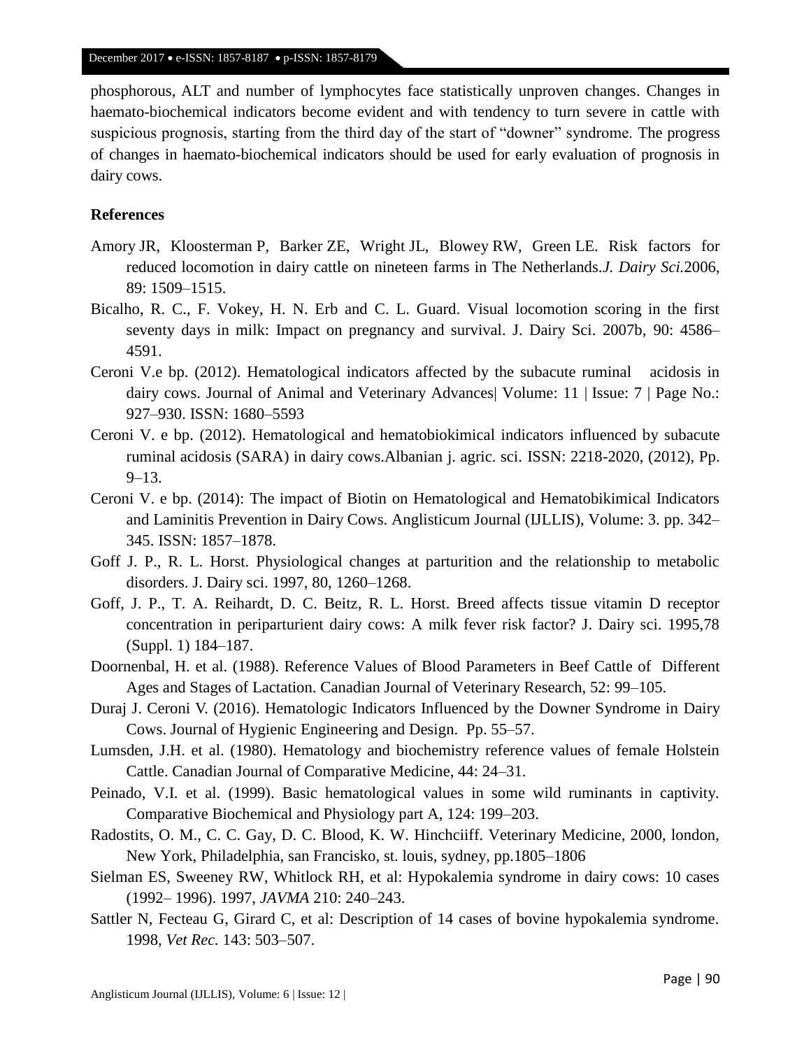phosphorous, ALT and number of lymphocytes face statistically unproven changes. Changes in haemato-biochemical indicators become evident and with tendency to turn severe in cattle with suspicious prognosis, starting from the third day of the start of "downer" syndrome. The progress of changes in haemato-biochemical indicators should be used for early evaluation of prognosis in dairy cows.

## References

Amory JR, Kloosterman P, Barker ZE, Wright JL, Blowey RW, Green LE. Risk factors for reduced locomotion in dairy cattle on nineteen farms in The Netherlands.*J. Dairy Sci.*2006, 89: 1509–1515.

Bicalho, R. C., F. Vokey, H. N. Erb and C. L. Guard. Visual locomotion scoring in the first seventy days in milk: Impact on pregnancy and survival. J. Dairy Sci. 2007b, 90: 4586–4591.

Ceroni V.e bp. (2012). Hematological indicators affected by the subacute ruminal acidosis in dairy cows. Journal of Animal and Veterinary Advances| Volume: 11 | Issue: 7 | Page No.: 927–930. ISSN: 1680–5593

Ceroni V. e bp. (2012). Hematological and hematobiokimical indicators influenced by subacute ruminal acidosis (SARA) in dairy cows.Albanian j. agric. sci. ISSN: 2218-2020, (2012), Pp. 9–13.

Ceroni V. e bp. (2014): The impact of Biotin on Hematological and Hematobikimical Indicators and Laminitis Prevention in Dairy Cows. Anglisticum Journal (IJLLIS), Volume: 3. pp. 342–345. ISSN: 1857–1878.

Goff J. P., R. L. Horst. Physiological changes at parturition and the relationship to metabolic disorders. J. Dairy sci. 1997, 80, 1260–1268.

Goff, J. P., T. A. Reihardt, D. C. Beitz, R. L. Horst. Breed affects tissue vitamin D receptor concentration in periparturient dairy cows: A milk fever risk factor? J. Dairy sci. 1995,78 (Suppl. 1) 184–187.

Doornenbal, H. et al. (1988). Reference Values of Blood Parameters in Beef Cattle of Different Ages and Stages of Lactation. Canadian Journal of Veterinary Research, 52: 99–105.

Duraj J. Ceroni V. (2016). Hematologic Indicators Influenced by the Downer Syndrome in Dairy Cows. Journal of Hygienic Engineering and Design. Pp. 55–57.

Lumsden, J.H. et al. (1980). Hematology and biochemistry reference values of female Holstein Cattle. Canadian Journal of Comparative Medicine, 44: 24–31.

Peinado, V.I. et al. (1999). Basic hematological values in some wild ruminants in captivity. Comparative Biochemical and Physiology part A, 124: 199–203.

Radostits, O. M., C. C. Gay, D. C. Blood, K. W. Hinchciiff. Veterinary Medicine, 2000, london, New York, Philadelphia, san Francisko, st. louis, sydney, pp.1805–1806

Sielman ES, Sweeney RW, Whitlock RH, et al: Hypokalemia syndrome in dairy cows: 10 cases (1992– 1996). 1997, *JAVMA* 210: 240–243.

Sattler N, Fecteau G, Girard C, et al: Description of 14 cases of bovine hypokalemia syndrome. 1998, *Vet Rec.* 143: 503–507.